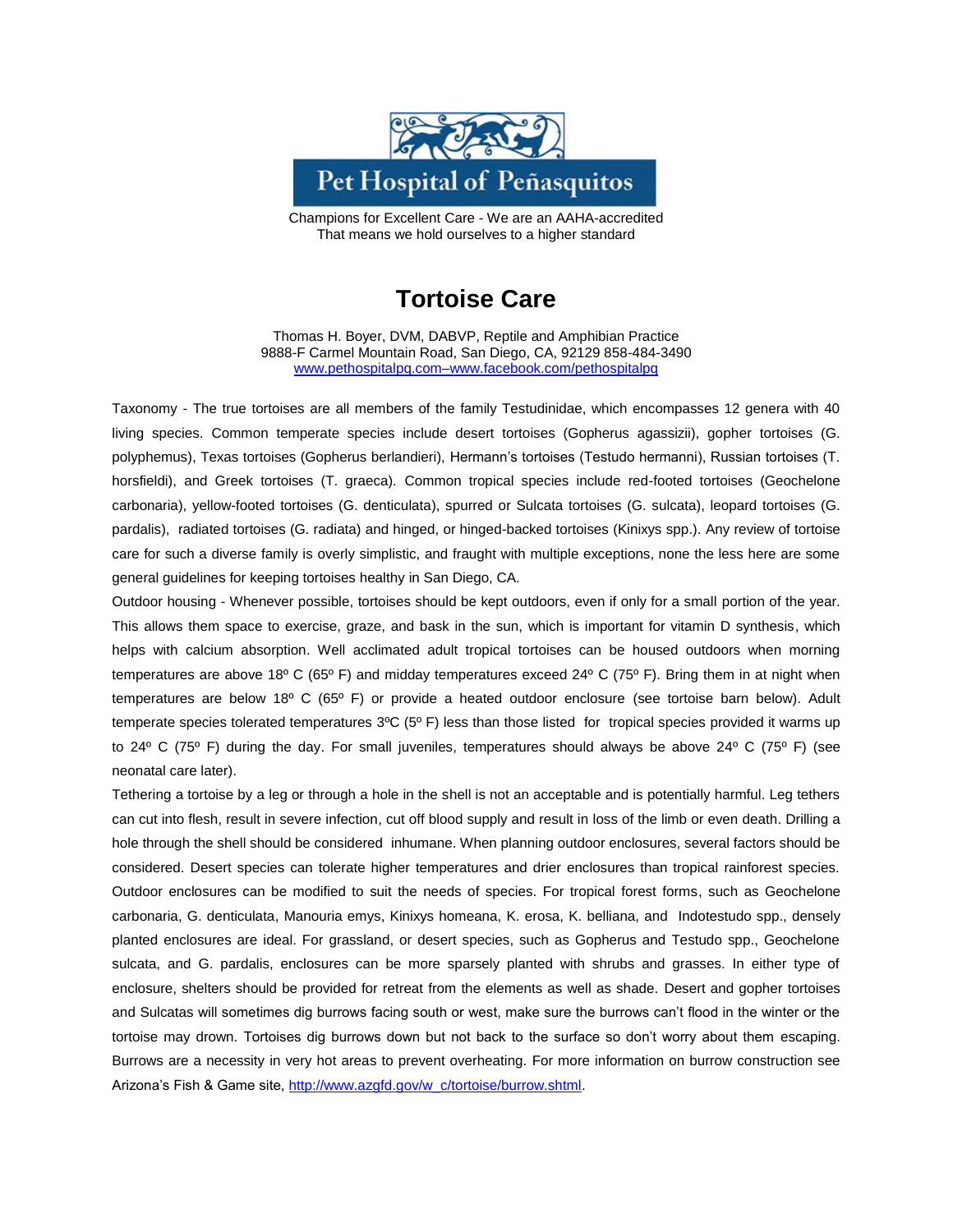Pet Hospital of Peñasquitos

Champions for Excellent Care - We are an AAHA-accredited
That means we hold ourselves to a higher standard

# Tortoise Care

Thomas H. Boyer, DVM, DABVP, Reptile and Amphibian Practice
9888-F Carmel Mountain Road, San Diego, CA, 92129 858-484-3490
www.pethospitalpq.com–www.facebook.com/pethospitalpq

Taxonomy - The true tortoises are all members of the family Testudinidae, which encompasses 12 genera with 40 living species. Common temperate species include desert tortoises (Gopherus agassizii), gopher tortoises (G. polyphemus), Texas tortoises (Gopherus berlandieri), Hermann's tortoises (Testudo hermanni), Russian tortoises (T. horsfieldi), and Greek tortoises (T. graeca). Common tropical species include red-footed tortoises (Geochelone carbonaria), yellow-footed tortoises (G. denticulata), spurred or Sulcata tortoises (G. sulcata), leopard tortoises (G. pardalis), radiated tortoises (G. radiata) and hinged, or hinged-backed tortoises (Kinixys spp.). Any review of tortoise care for such a diverse family is overly simplistic, and fraught with multiple exceptions, none the less here are some general guidelines for keeping tortoises healthy in San Diego, CA.

Outdoor housing - Whenever possible, tortoises should be kept outdoors, even if only for a small portion of the year. This allows them space to exercise, graze, and bask in the sun, which is important for vitamin D synthesis, which helps with calcium absorption. Well acclimated adult tropical tortoises can be housed outdoors when morning temperatures are above 18º C (65º F) and midday temperatures exceed 24º C (75º F). Bring them in at night when temperatures are below 18º C (65º F) or provide a heated outdoor enclosure (see tortoise barn below). Adult temperate species tolerated temperatures 3ºC (5º F) less than those listed for tropical species provided it warms up to 24º C (75º F) during the day. For small juveniles, temperatures should always be above 24º C (75º F) (see neonatal care later).

Tethering a tortoise by a leg or through a hole in the shell is not an acceptable and is potentially harmful. Leg tethers can cut into flesh, result in severe infection, cut off blood supply and result in loss of the limb or even death. Drilling a hole through the shell should be considered inhumane. When planning outdoor enclosures, several factors should be considered. Desert species can tolerate higher temperatures and drier enclosures than tropical rainforest species. Outdoor enclosures can be modified to suit the needs of species. For tropical forest forms, such as Geochelone carbonaria, G. denticulata, Manouria emys, Kinixys homeana, K. erosa, K. belliana, and Indotestudo spp., densely planted enclosures are ideal. For grassland, or desert species, such as Gopherus and Testudo spp., Geochelone sulcata, and G. pardalis, enclosures can be more sparsely planted with shrubs and grasses. In either type of enclosure, shelters should be provided for retreat from the elements as well as shade. Desert and gopher tortoises and Sulcatas will sometimes dig burrows facing south or west, make sure the burrows can't flood in the winter or the tortoise may drown. Tortoises dig burrows down but not back to the surface so don't worry about them escaping. Burrows are a necessity in very hot areas to prevent overheating. For more information on burrow construction see Arizona's Fish & Game site, http://www.azgfd.gov/w_c/tortoise/burrow.shtml.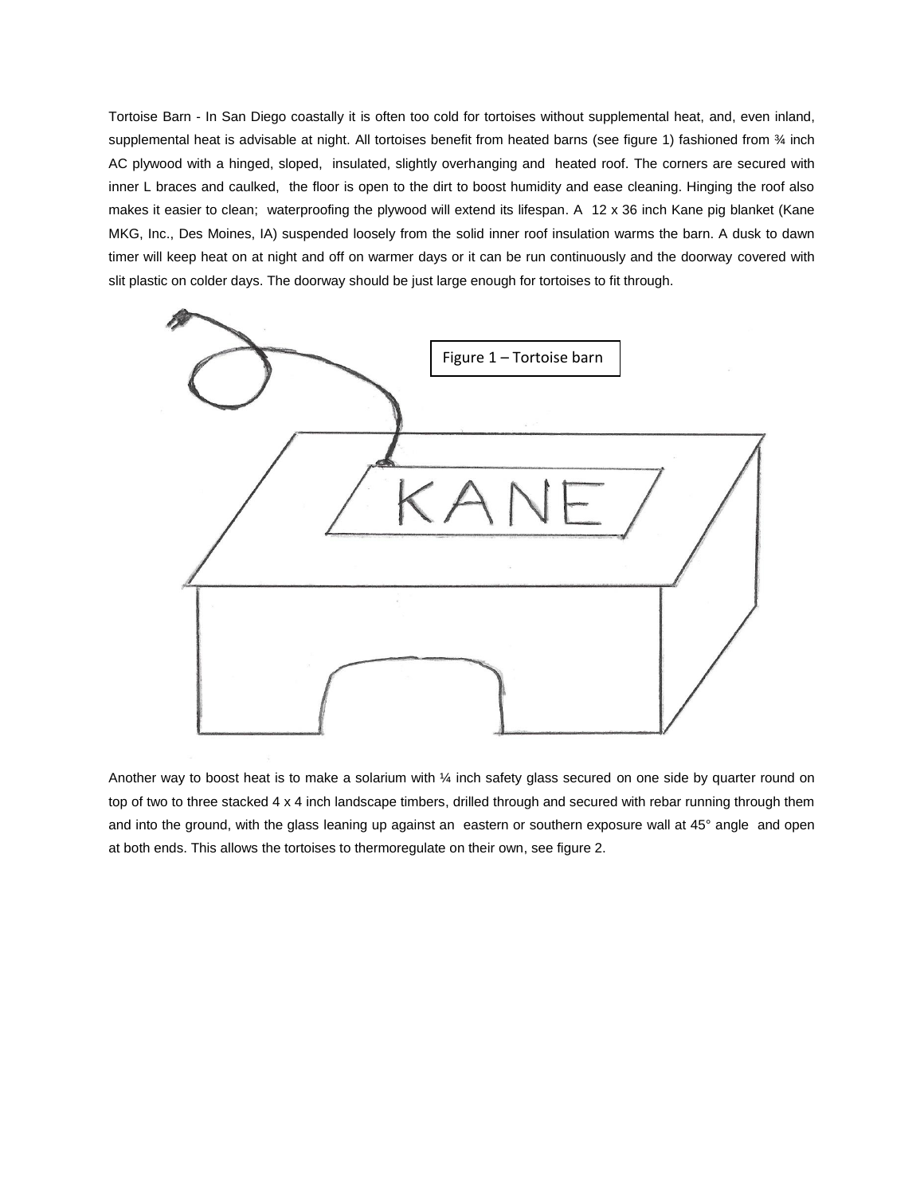Tortoise Barn - In San Diego coastally it is often too cold for tortoises without supplemental heat, and, even inland, supplemental heat is advisable at night. All tortoises benefit from heated barns (see figure 1) fashioned from ¾ inch AC plywood with a hinged, sloped, insulated, slightly overhanging and heated roof. The corners are secured with inner L braces and caulked, the floor is open to the dirt to boost humidity and ease cleaning. Hinging the roof also makes it easier to clean; waterproofing the plywood will extend its lifespan. A 12 x 36 inch Kane pig blanket (Kane MKG, Inc., Des Moines, IA) suspended loosely from the solid inner roof insulation warms the barn. A dusk to dawn timer will keep heat on at night and off on warmer days or it can be run continuously and the doorway covered with slit plastic on colder days. The doorway should be just large enough for tortoises to fit through.

Figure 1 – Tortoise barn

Another way to boost heat is to make a solarium with ¼ inch safety glass secured on one side by quarter round on top of two to three stacked 4 x 4 inch landscape timbers, drilled through and secured with rebar running through them and into the ground, with the glass leaning up against an eastern or southern exposure wall at 45° angle and open at both ends. This allows the tortoises to thermoregulate on their own, see figure 2.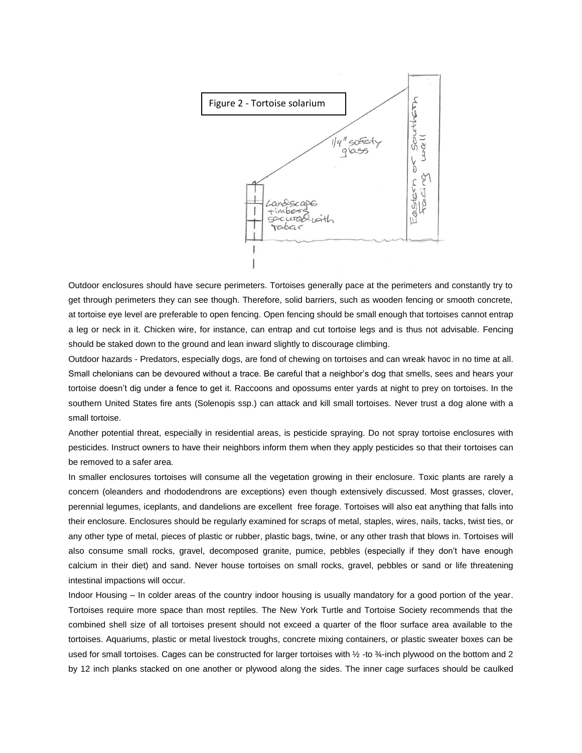Figure 2 - Tortoise solarium

Outdoor enclosures should have secure perimeters. Tortoises generally pace at the perimeters and constantly try to get through perimeters they can see though. Therefore, solid barriers, such as wooden fencing or smooth concrete, at tortoise eye level are preferable to open fencing. Open fencing should be small enough that tortoises cannot entrap a leg or neck in it. Chicken wire, for instance, can entrap and cut tortoise legs and is thus not advisable. Fencing should be staked down to the ground and lean inward slightly to discourage climbing.

Outdoor hazards - Predators, especially dogs, are fond of chewing on tortoises and can wreak havoc in no time at all. Small chelonians can be devoured without a trace. Be careful that a neighbor's dog that smells, sees and hears your tortoise doesn't dig under a fence to get it. Raccoons and opossums enter yards at night to prey on tortoises. In the southern United States fire ants (Solenopis ssp.) can attack and kill small tortoises. Never trust a dog alone with a small tortoise.

Another potential threat, especially in residential areas, is pesticide spraying. Do not spray tortoise enclosures with pesticides. Instruct owners to have their neighbors inform them when they apply pesticides so that their tortoises can be removed to a safer area.

In smaller enclosures tortoises will consume all the vegetation growing in their enclosure. Toxic plants are rarely a concern (oleanders and rhododendrons are exceptions) even though extensively discussed. Most grasses, clover, perennial legumes, iceplants, and dandelions are excellent free forage. Tortoises will also eat anything that falls into their enclosure. Enclosures should be regularly examined for scraps of metal, staples, wires, nails, tacks, twist ties, or any other type of metal, pieces of plastic or rubber, plastic bags, twine, or any other trash that blows in. Tortoises will also consume small rocks, gravel, decomposed granite, pumice, pebbles (especially if they don't have enough calcium in their diet) and sand. Never house tortoises on small rocks, gravel, pebbles or sand or life threatening intestinal impactions will occur.

Indoor Housing – In colder areas of the country indoor housing is usually mandatory for a good portion of the year. Tortoises require more space than most reptiles. The New York Turtle and Tortoise Society recommends that the combined shell size of all tortoises present should not exceed a quarter of the floor surface area available to the tortoises. Aquariums, plastic or metal livestock troughs, concrete mixing containers, or plastic sweater boxes can be used for small tortoises. Cages can be constructed for larger tortoises with ½ -to ¾-inch plywood on the bottom and 2 by 12 inch planks stacked on one another or plywood along the sides. The inner cage surfaces should be caulked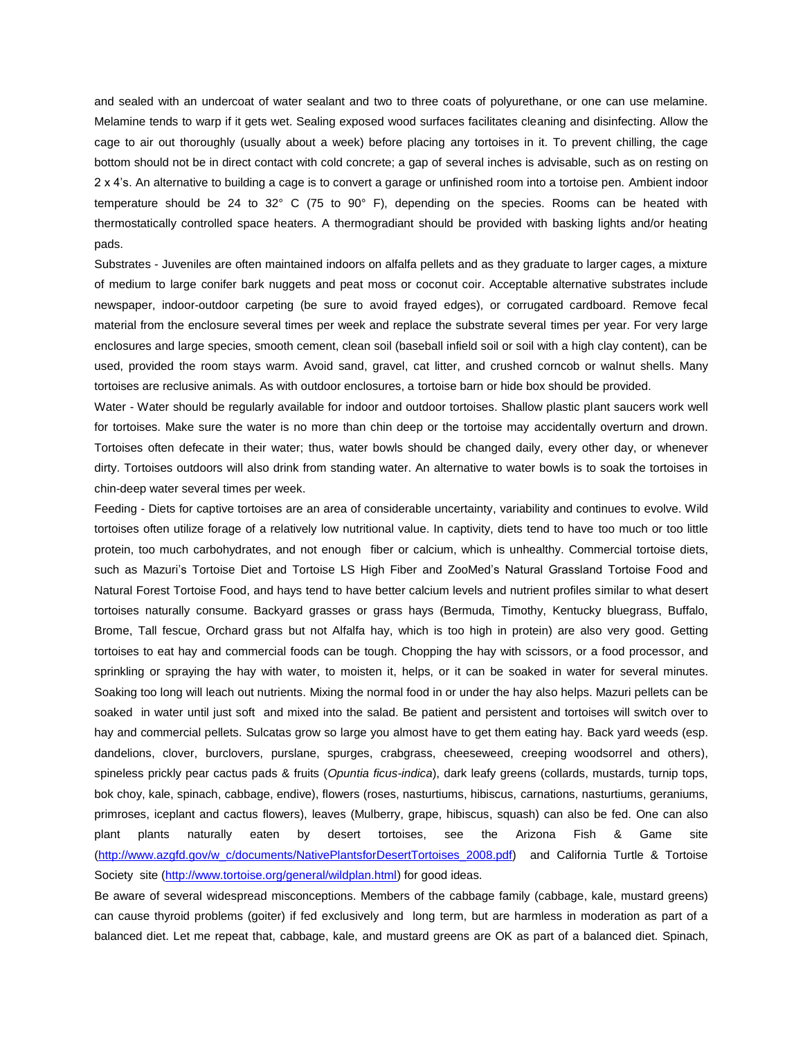and sealed with an undercoat of water sealant and two to three coats of polyurethane, or one can use melamine. Melamine tends to warp if it gets wet. Sealing exposed wood surfaces facilitates cleaning and disinfecting. Allow the cage to air out thoroughly (usually about a week) before placing any tortoises in it. To prevent chilling, the cage bottom should not be in direct contact with cold concrete; a gap of several inches is advisable, such as on resting on 2 x 4's. An alternative to building a cage is to convert a garage or unfinished room into a tortoise pen. Ambient indoor temperature should be 24 to 32° C (75 to 90° F), depending on the species. Rooms can be heated with thermostatically controlled space heaters. A thermogradiant should be provided with basking lights and/or heating pads.

Substrates - Juveniles are often maintained indoors on alfalfa pellets and as they graduate to larger cages, a mixture of medium to large conifer bark nuggets and peat moss or coconut coir. Acceptable alternative substrates include newspaper, indoor-outdoor carpeting (be sure to avoid frayed edges), or corrugated cardboard. Remove fecal material from the enclosure several times per week and replace the substrate several times per year. For very large enclosures and large species, smooth cement, clean soil (baseball infield soil or soil with a high clay content), can be used, provided the room stays warm. Avoid sand, gravel, cat litter, and crushed corncob or walnut shells. Many tortoises are reclusive animals. As with outdoor enclosures, a tortoise barn or hide box should be provided.

Water - Water should be regularly available for indoor and outdoor tortoises. Shallow plastic plant saucers work well for tortoises. Make sure the water is no more than chin deep or the tortoise may accidentally overturn and drown. Tortoises often defecate in their water; thus, water bowls should be changed daily, every other day, or whenever dirty. Tortoises outdoors will also drink from standing water. An alternative to water bowls is to soak the tortoises in chin-deep water several times per week.

Feeding - Diets for captive tortoises are an area of considerable uncertainty, variability and continues to evolve. Wild tortoises often utilize forage of a relatively low nutritional value. In captivity, diets tend to have too much or too little protein, too much carbohydrates, and not enough fiber or calcium, which is unhealthy. Commercial tortoise diets, such as Mazuri's Tortoise Diet and Tortoise LS High Fiber and ZooMed's Natural Grassland Tortoise Food and Natural Forest Tortoise Food, and hays tend to have better calcium levels and nutrient profiles similar to what desert tortoises naturally consume. Backyard grasses or grass hays (Bermuda, Timothy, Kentucky bluegrass, Buffalo, Brome, Tall fescue, Orchard grass but not Alfalfa hay, which is too high in protein) are also very good. Getting tortoises to eat hay and commercial foods can be tough. Chopping the hay with scissors, or a food processor, and sprinkling or spraying the hay with water, to moisten it, helps, or it can be soaked in water for several minutes. Soaking too long will leach out nutrients. Mixing the normal food in or under the hay also helps. Mazuri pellets can be soaked in water until just soft and mixed into the salad. Be patient and persistent and tortoises will switch over to hay and commercial pellets. Sulcatas grow so large you almost have to get them eating hay. Back yard weeds (esp. dandelions, clover, burclovers, purslane, spurges, crabgrass, cheeseweed, creeping woodsorrel and others), spineless prickly pear cactus pads & fruits (*Opuntia ficus-indica*), dark leafy greens (collards, mustards, turnip tops, bok choy, kale, spinach, cabbage, endive), flowers (roses, nasturtiums, hibiscus, carnations, nasturtiums, geraniums, primroses, iceplant and cactus flowers), leaves (Mulberry, grape, hibiscus, squash) can also be fed. One can also plant plants naturally eaten by desert tortoises, see the Arizona Fish & Game site ([http://www.azgfd.gov/w_c/documents/NativePlantsforDesertTortoises_2008.pdf](http://www.azgfd.gov/w_c/documents/NativePlantsforDesertTortoises_2008.pdf)) and California Turtle & Tortoise Society site ([http://www.tortoise.org/general/wildplan.html](http://www.tortoise.org/general/wildplan.html)) for good ideas.

Be aware of several widespread misconceptions. Members of the cabbage family (cabbage, kale, mustard greens) can cause thyroid problems (goiter) if fed exclusively and long term, but are harmless in moderation as part of a balanced diet. Let me repeat that, cabbage, kale, and mustard greens are OK as part of a balanced diet. Spinach,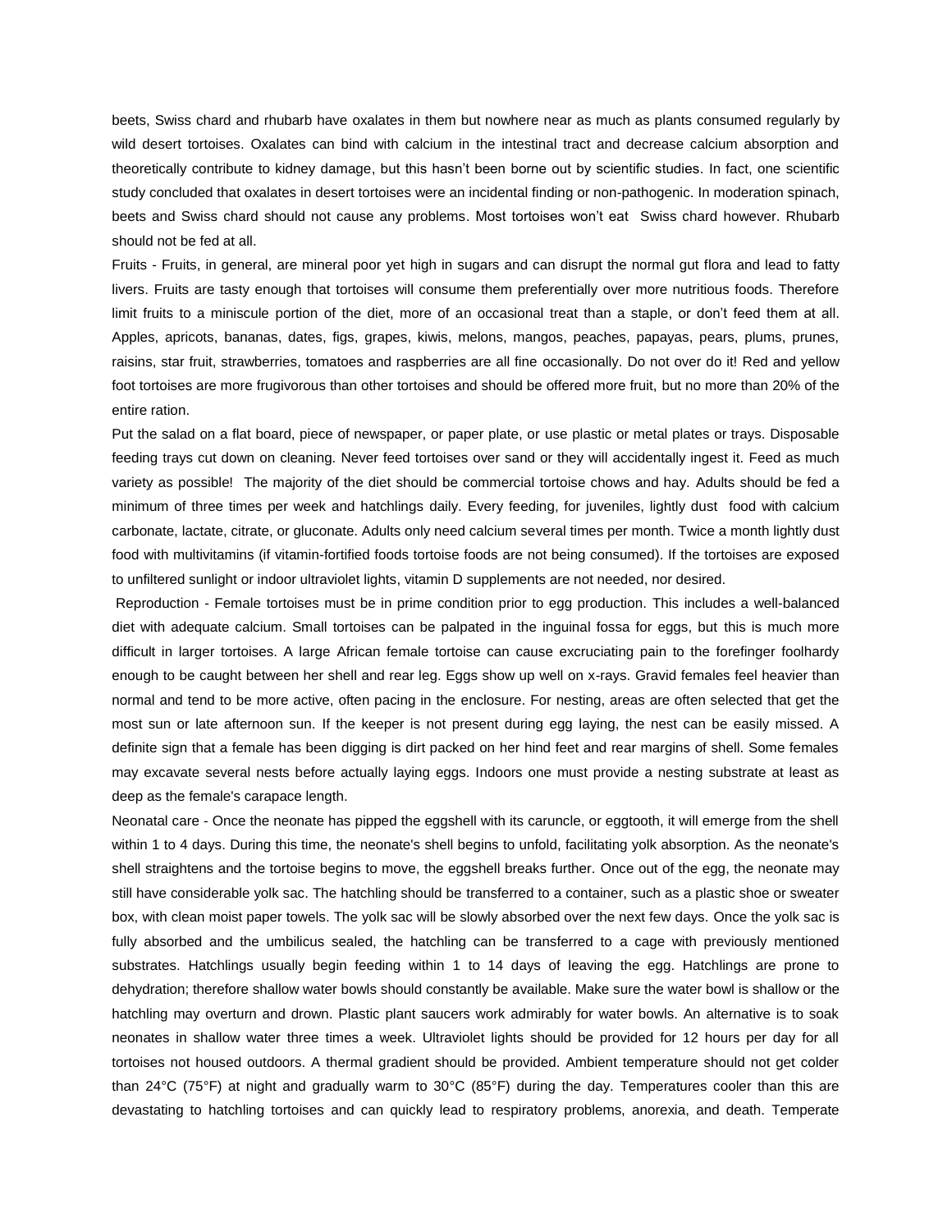beets, Swiss chard and rhubarb have oxalates in them but nowhere near as much as plants consumed regularly by wild desert tortoises. Oxalates can bind with calcium in the intestinal tract and decrease calcium absorption and theoretically contribute to kidney damage, but this hasn't been borne out by scientific studies. In fact, one scientific study concluded that oxalates in desert tortoises were an incidental finding or non-pathogenic. In moderation spinach, beets and Swiss chard should not cause any problems. Most tortoises won't eat Swiss chard however. Rhubarb should not be fed at all.

Fruits - Fruits, in general, are mineral poor yet high in sugars and can disrupt the normal gut flora and lead to fatty livers. Fruits are tasty enough that tortoises will consume them preferentially over more nutritious foods. Therefore limit fruits to a miniscule portion of the diet, more of an occasional treat than a staple, or don't feed them at all. Apples, apricots, bananas, dates, figs, grapes, kiwis, melons, mangos, peaches, papayas, pears, plums, prunes, raisins, star fruit, strawberries, tomatoes and raspberries are all fine occasionally. Do not over do it! Red and yellow foot tortoises are more frugivorous than other tortoises and should be offered more fruit, but no more than 20% of the entire ration.

Put the salad on a flat board, piece of newspaper, or paper plate, or use plastic or metal plates or trays. Disposable feeding trays cut down on cleaning. Never feed tortoises over sand or they will accidentally ingest it. Feed as much variety as possible! The majority of the diet should be commercial tortoise chows and hay. Adults should be fed a minimum of three times per week and hatchlings daily. Every feeding, for juveniles, lightly dust food with calcium carbonate, lactate, citrate, or gluconate. Adults only need calcium several times per month. Twice a month lightly dust food with multivitamins (if vitamin-fortified foods tortoise foods are not being consumed). If the tortoises are exposed to unfiltered sunlight or indoor ultraviolet lights, vitamin D supplements are not needed, nor desired.

Reproduction - Female tortoises must be in prime condition prior to egg production. This includes a well-balanced diet with adequate calcium. Small tortoises can be palpated in the inguinal fossa for eggs, but this is much more difficult in larger tortoises. A large African female tortoise can cause excruciating pain to the forefinger foolhardy enough to be caught between her shell and rear leg. Eggs show up well on x-rays. Gravid females feel heavier than normal and tend to be more active, often pacing in the enclosure. For nesting, areas are often selected that get the most sun or late afternoon sun. If the keeper is not present during egg laying, the nest can be easily missed. A definite sign that a female has been digging is dirt packed on her hind feet and rear margins of shell. Some females may excavate several nests before actually laying eggs. Indoors one must provide a nesting substrate at least as deep as the female's carapace length.

Neonatal care - Once the neonate has pipped the eggshell with its caruncle, or eggtooth, it will emerge from the shell within 1 to 4 days. During this time, the neonate's shell begins to unfold, facilitating yolk absorption. As the neonate's shell straightens and the tortoise begins to move, the eggshell breaks further. Once out of the egg, the neonate may still have considerable yolk sac. The hatchling should be transferred to a container, such as a plastic shoe or sweater box, with clean moist paper towels. The yolk sac will be slowly absorbed over the next few days. Once the yolk sac is fully absorbed and the umbilicus sealed, the hatchling can be transferred to a cage with previously mentioned substrates. Hatchlings usually begin feeding within 1 to 14 days of leaving the egg. Hatchlings are prone to dehydration; therefore shallow water bowls should constantly be available. Make sure the water bowl is shallow or the hatchling may overturn and drown. Plastic plant saucers work admirably for water bowls. An alternative is to soak neonates in shallow water three times a week. Ultraviolet lights should be provided for 12 hours per day for all tortoises not housed outdoors. A thermal gradient should be provided. Ambient temperature should not get colder than 24°C (75°F) at night and gradually warm to 30°C (85°F) during the day. Temperatures cooler than this are devastating to hatchling tortoises and can quickly lead to respiratory problems, anorexia, and death. Temperate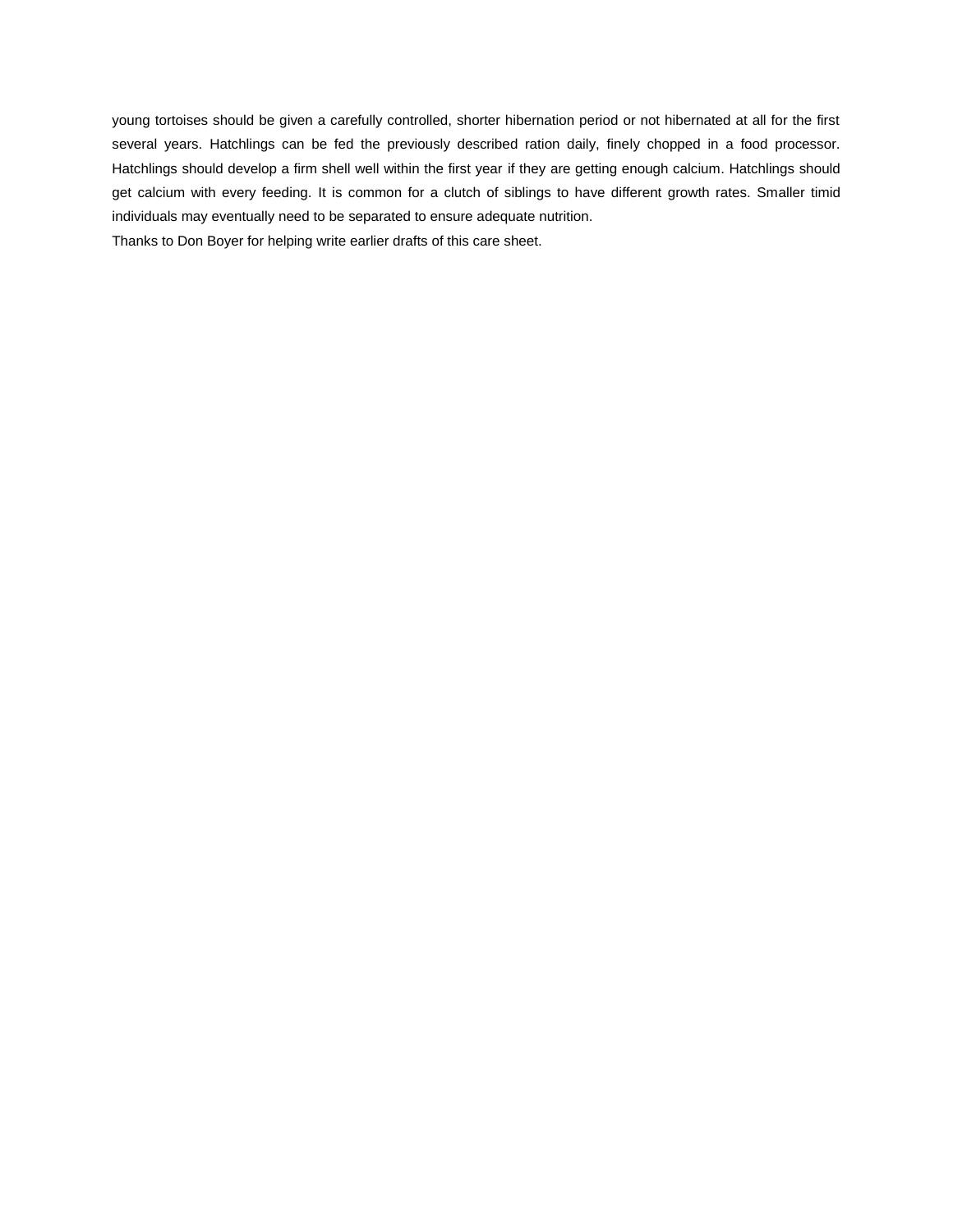young tortoises should be given a carefully controlled, shorter hibernation period or not hibernated at all for the first several years. Hatchlings can be fed the previously described ration daily, finely chopped in a food processor. Hatchlings should develop a firm shell well within the first year if they are getting enough calcium. Hatchlings should get calcium with every feeding. It is common for a clutch of siblings to have different growth rates. Smaller timid individuals may eventually need to be separated to ensure adequate nutrition.

Thanks to Don Boyer for helping write earlier drafts of this care sheet.